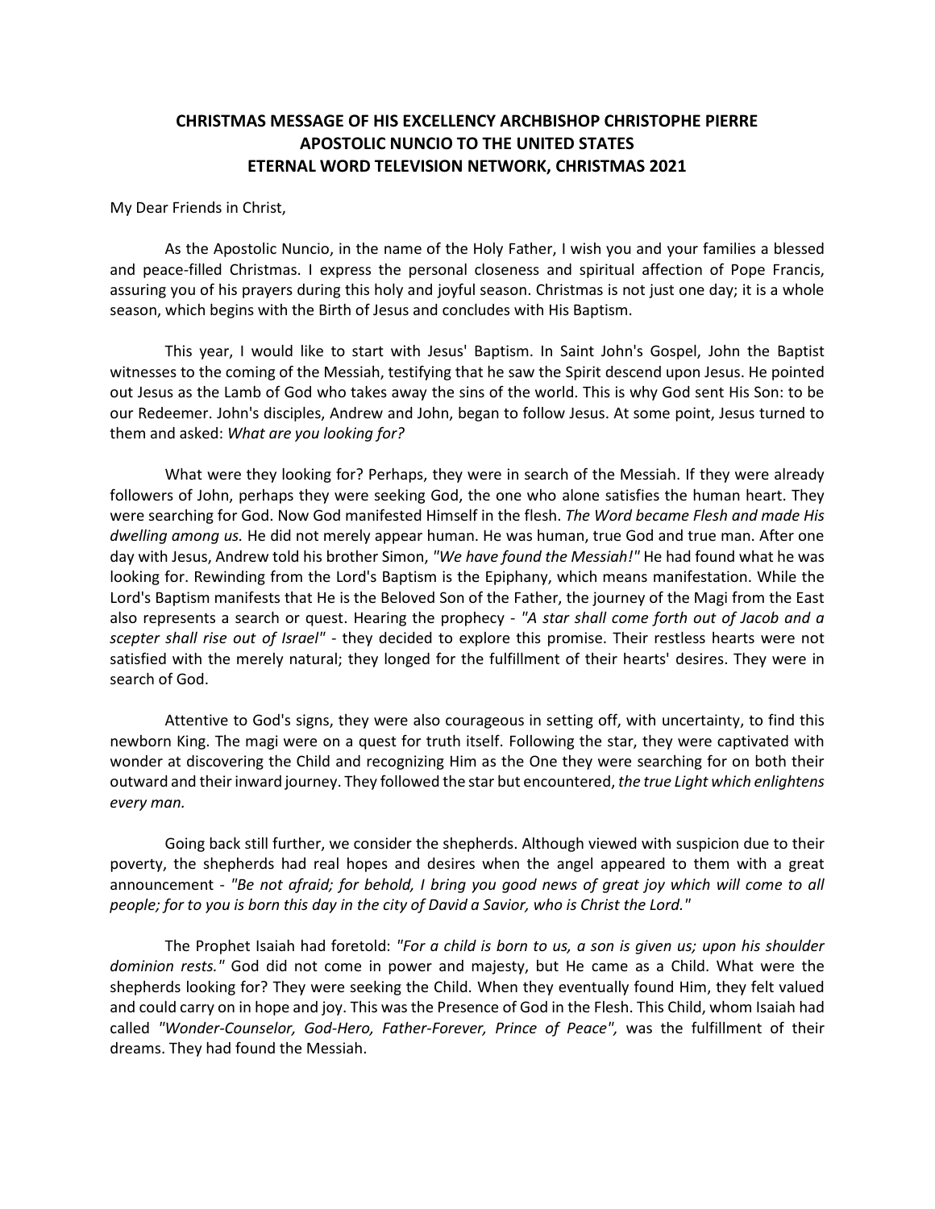# CHRISTMAS MESSAGE OF HIS EXCELLENCY ARCHBISHOP CHRISTOPHE PIERRE
## APOSTOLIC NUNCIO TO THE UNITED STATES
## ETERNAL WORD TELEVISION NETWORK, CHRISTMAS 2021

My Dear Friends in Christ,

As the Apostolic Nuncio, in the name of the Holy Father, I wish you and your families a blessed and peace-filled Christmas. I express the personal closeness and spiritual affection of Pope Francis, assuring you of his prayers during this holy and joyful season. Christmas is not just one day; it is a whole season, which begins with the Birth of Jesus and concludes with His Baptism.

This year, I would like to start with Jesus' Baptism. In Saint John's Gospel, John the Baptist witnesses to the coming of the Messiah, testifying that he saw the Spirit descend upon Jesus. He pointed out Jesus as the Lamb of God who takes away the sins of the world. This is why God sent His Son: to be our Redeemer. John's disciples, Andrew and John, began to follow Jesus. At some point, Jesus turned to them and asked: *What are you looking for?*

What were they looking for? Perhaps, they were in search of the Messiah. If they were already followers of John, perhaps they were seeking God, the one who alone satisfies the human heart. They were searching for God. Now God manifested Himself in the flesh. *The Word became Flesh and made His dwelling among us.* He did not merely appear human. He was human, true God and true man. After one day with Jesus, Andrew told his brother Simon, *"We have found the Messiah!"* He had found what he was looking for. Rewinding from the Lord's Baptism is the Epiphany, which means manifestation. While the Lord's Baptism manifests that He is the Beloved Son of the Father, the journey of the Magi from the East also represents a search or quest. Hearing the prophecy - *"A star shall come forth out of Jacob and a scepter shall rise out of Israel"* - they decided to explore this promise. Their restless hearts were not satisfied with the merely natural; they longed for the fulfillment of their hearts' desires. They were in search of God.

Attentive to God's signs, they were also courageous in setting off, with uncertainty, to find this newborn King. The magi were on a quest for truth itself. Following the star, they were captivated with wonder at discovering the Child and recognizing Him as the One they were searching for on both their outward and their inward journey. They followed the star but encountered, *the true Light which enlightens every man.*

Going back still further, we consider the shepherds. Although viewed with suspicion due to their poverty, the shepherds had real hopes and desires when the angel appeared to them with a great announcement - *"Be not afraid; for behold, I bring you good news of great joy which will come to all people; for to you is born this day in the city of David a Savior, who is Christ the Lord."*

The Prophet Isaiah had foretold: *"For a child is born to us, a son is given us; upon his shoulder dominion rests."* God did not come in power and majesty, but He came as a Child. What were the shepherds looking for? They were seeking the Child. When they eventually found Him, they felt valued and could carry on in hope and joy. This was the Presence of God in the Flesh. This Child, whom Isaiah had called *"Wonder-Counselor, God-Hero, Father-Forever, Prince of Peace",* was the fulfillment of their dreams. They had found the Messiah.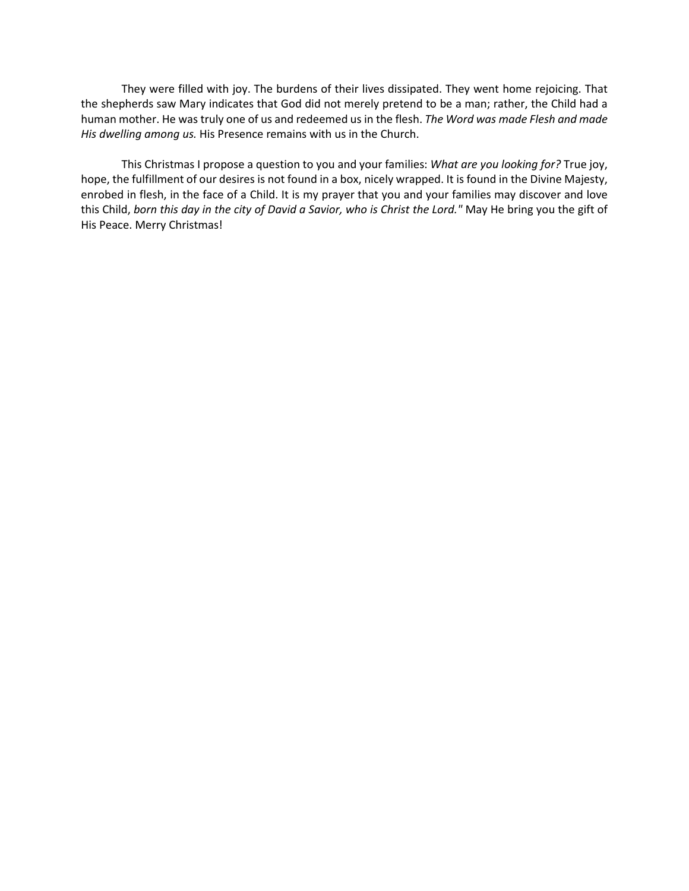They were filled with joy. The burdens of their lives dissipated. They went home rejoicing. That the shepherds saw Mary indicates that God did not merely pretend to be a man; rather, the Child had a human mother. He was truly one of us and redeemed us in the flesh. *The Word was made Flesh and made His dwelling among us.* His Presence remains with us in the Church.

This Christmas I propose a question to you and your families: *What are you looking for?* True joy, hope, the fulfillment of our desires is not found in a box, nicely wrapped. It is found in the Divine Majesty, enrobed in flesh, in the face of a Child. It is my prayer that you and your families may discover and love this Child, *born this day in the city of David a Savior, who is Christ the Lord."* May He bring you the gift of His Peace. Merry Christmas!